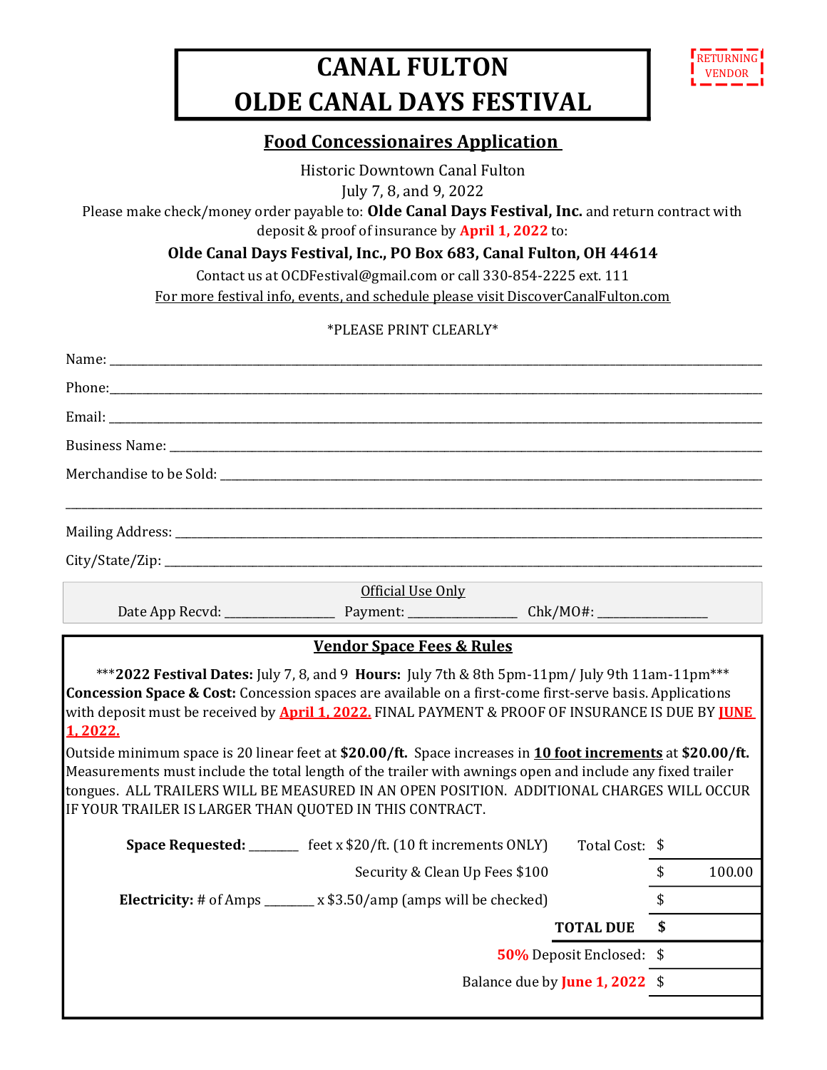# CANAL FULTON
# OLDE CANAL DAYS FESTIVAL

RETURNING VENDOR

## Food Concessionaires Application

Historic Downtown Canal Fulton
July 7, 8, and 9, 2022

Please make check/money order payable to: **Olde Canal Days Festival, Inc.** and return contract with deposit & proof of insurance by **April 1, 2022** to:

**Olde Canal Days Festival, Inc., PO Box 683, Canal Fulton, OH 44614**

Contact us at OCDFestival@gmail.com or call 330-854-2225 ext. 111

For more festival info, events, and schedule please visit DiscoverCanalFulton.com

*PLEASE PRINT CLEARLY*

Name: ______________________________

Phone: ______________________________

Email: ______________________________

Business Name: ______________________________

Merchandise to be Sold: ______________________________

______________________________

Mailing Address: ______________________________

City/State/Zip: ______________________________

Official Use Only
Date App Recvd: ____________ Payment: ____________ Chk/MO#: ____________

### Vendor Space Fees & Rules

***2022 Festival Dates:** July 7, 8, and 9 **Hours:** July 7th & 8th 5pm-11pm/ July 9th 11am-11pm***

**Concession Space & Cost:** Concession spaces are available on a first-come first-serve basis. Applications with deposit must be received by **April 1, 2022.** FINAL PAYMENT & PROOF OF INSURANCE IS DUE BY **JUNE 1, 2022.**

Outside minimum space is 20 linear feet at **$20.00/ft.** Space increases in **10 foot increments** at **$20.00/ft.** Measurements must include the total length of the trailer with awnings open and include any fixed trailer tongues. ALL TRAILERS WILL BE MEASURED IN AN OPEN POSITION. ADDITIONAL CHARGES WILL OCCUR IF YOUR TRAILER IS LARGER THAN QUOTED IN THIS CONTRACT.

| | | |
|---|---|---|
| **Space Requested:** _______ feet x $20/ft. (10 ft increments ONLY) | Total Cost: | $ |
| Security & Clean Up Fees $100 | | $ 100.00 |
| **Electricity:** # of Amps _______ x $3.50/amp (amps will be checked) | | $ |
| | **TOTAL DUE** | **$** |
| | **50%** Deposit Enclosed: | $ |
| | Balance due by **June 1, 2022** | $ |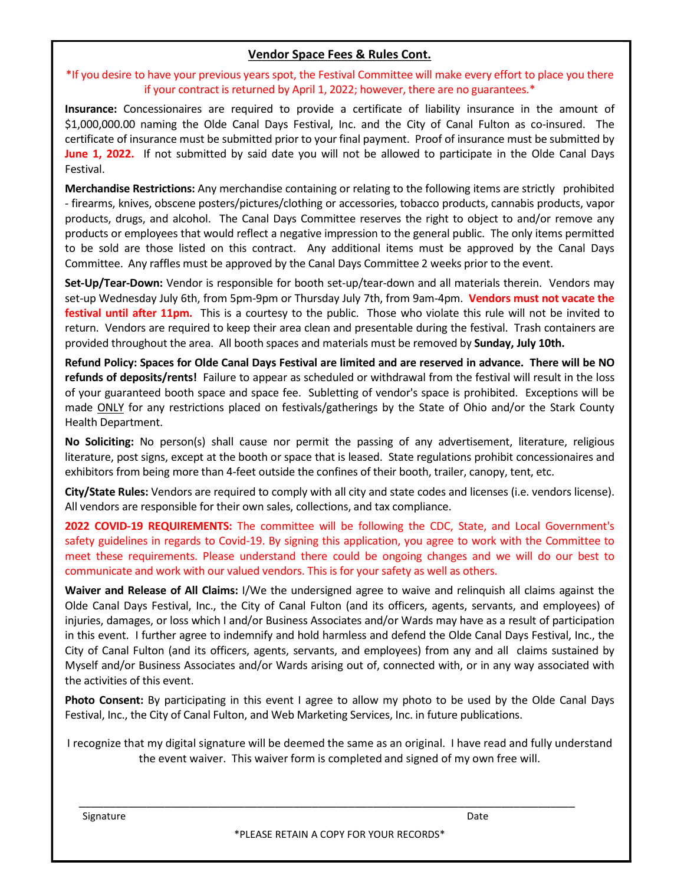## Vendor Space Fees & Rules Cont.

*If you desire to have your previous years spot, the Festival Committee will make every effort to place you there if your contract is returned by April 1, 2022; however, there are no guarantees.*

**Insurance:** Concessionaires are required to provide a certificate of liability insurance in the amount of $1,000,000.00 naming the Olde Canal Days Festival, Inc. and the City of Canal Fulton as co-insured. The certificate of insurance must be submitted prior to your final payment. Proof of insurance must be submitted by **June 1, 2022.** If not submitted by said date you will not be allowed to participate in the Olde Canal Days Festival.

**Merchandise Restrictions:** Any merchandise containing or relating to the following items are strictly prohibited - firearms, knives, obscene posters/pictures/clothing or accessories, tobacco products, cannabis products, vapor products, drugs, and alcohol. The Canal Days Committee reserves the right to object to and/or remove any products or employees that would reflect a negative impression to the general public. The only items permitted to be sold are those listed on this contract. Any additional items must be approved by the Canal Days Committee. Any raffles must be approved by the Canal Days Committee 2 weeks prior to the event.

**Set-Up/Tear-Down:** Vendor is responsible for booth set-up/tear-down and all materials therein. Vendors may set-up Wednesday July 6th, from 5pm-9pm or Thursday July 7th, from 9am-4pm. **Vendors must not vacate the festival until after 11pm.** This is a courtesy to the public. Those who violate this rule will not be invited to return. Vendors are required to keep their area clean and presentable during the festival. Trash containers are provided throughout the area. All booth spaces and materials must be removed by **Sunday, July 10th.**

**Refund Policy: Spaces for Olde Canal Days Festival are limited and are reserved in advance. There will be NO refunds of deposits/rents!** Failure to appear as scheduled or withdrawal from the festival will result in the loss of your guaranteed booth space and space fee. Subletting of vendor's space is prohibited. Exceptions will be made ONLY for any restrictions placed on festivals/gatherings by the State of Ohio and/or the Stark County Health Department.

**No Soliciting:** No person(s) shall cause nor permit the passing of any advertisement, literature, religious literature, post signs, except at the booth or space that is leased. State regulations prohibit concessionaires and exhibitors from being more than 4-feet outside the confines of their booth, trailer, canopy, tent, etc.

**City/State Rules:** Vendors are required to comply with all city and state codes and licenses (i.e. vendors license). All vendors are responsible for their own sales, collections, and tax compliance.

**2022 COVID-19 REQUIREMENTS:** The committee will be following the CDC, State, and Local Government's safety guidelines in regards to Covid-19. By signing this application, you agree to work with the Committee to meet these requirements. Please understand there could be ongoing changes and we will do our best to communicate and work with our valued vendors. This is for your safety as well as others.

**Waiver and Release of All Claims:** I/We the undersigned agree to waive and relinquish all claims against the Olde Canal Days Festival, Inc., the City of Canal Fulton (and its officers, agents, servants, and employees) of injuries, damages, or loss which I and/or Business Associates and/or Wards may have as a result of participation in this event. I further agree to indemnify and hold harmless and defend the Olde Canal Days Festival, Inc., the City of Canal Fulton (and its officers, agents, servants, and employees) from any and all claims sustained by Myself and/or Business Associates and/or Wards arising out of, connected with, or in any way associated with the activities of this event.

**Photo Consent:** By participating in this event I agree to allow my photo to be used by the Olde Canal Days Festival, Inc., the City of Canal Fulton, and Web Marketing Services, Inc. in future publications.

I recognize that my digital signature will be deemed the same as an original. I have read and fully understand the event waiver. This waiver form is completed and signed of my own free will.

_______________________________________________________________________________

Signature                                                                                                   Date

*PLEASE RETAIN A COPY FOR YOUR RECORDS*